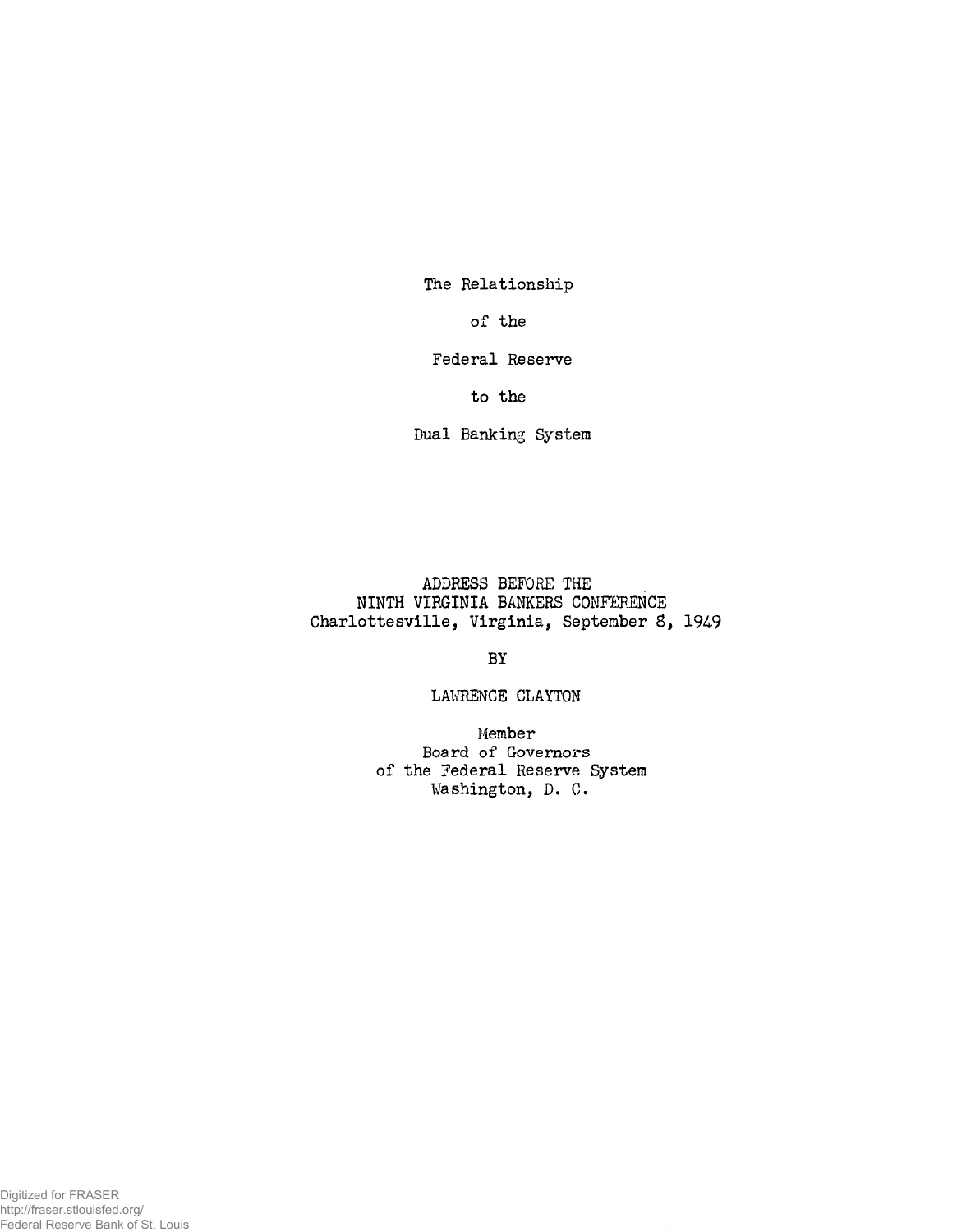# The Relationship of the Federal Reserve to the Dual Banking System

ADDRESS BEFORE THE
NINTH VIRGINIA BANKERS CONFERENCE
Charlottesville, Virginia, September 8, 1949

BY

LAWRENCE CLAYTON

Member
Board of Governors
of the Federal Reserve System
Washington, D. C.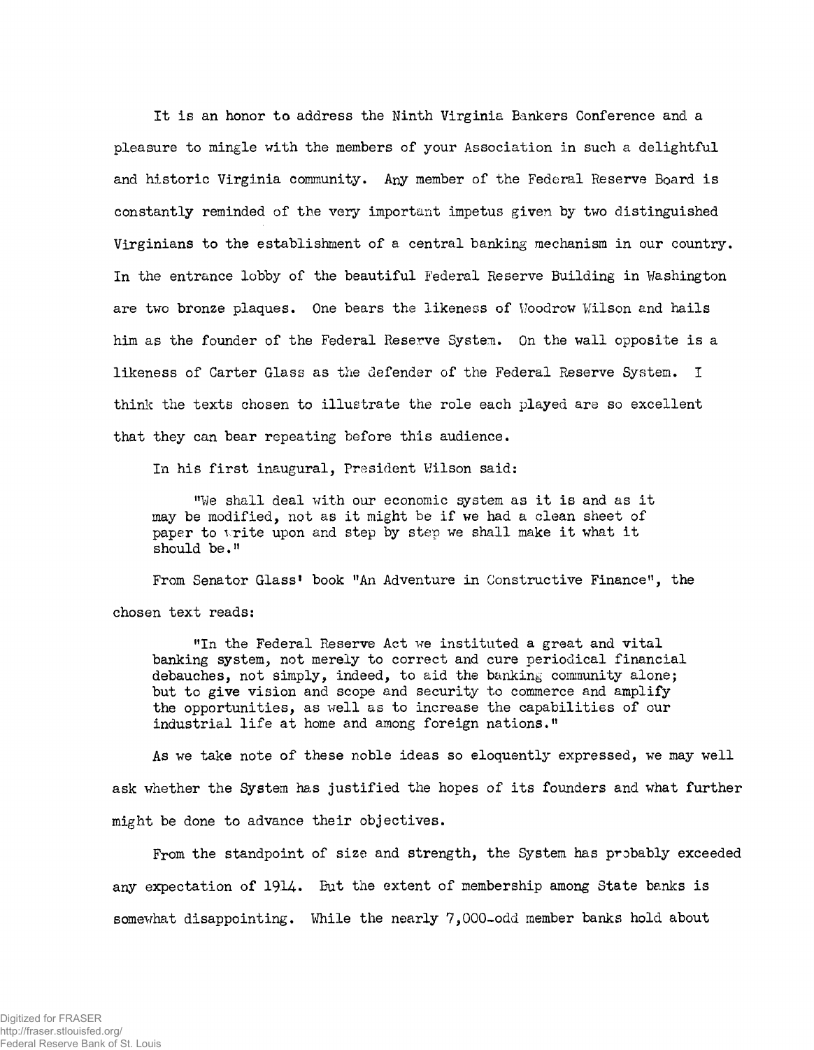It is an honor to address the Ninth Virginia Bankers Conference and a pleasure to mingle with the members of your Association in such a delightful and historic Virginia community. Any member of the Federal Reserve Board is constantly reminded of the very important impetus given by two distinguished Virginians to the establishment of a central banking mechanism in our country. In the entrance lobby of the beautiful Federal Reserve Building in Washington are two bronze plaques. One bears the likeness of Woodrow Wilson and hails him as the founder of the Federal Reserve System. On the wall opposite is a likeness of Carter Glass as the defender of the Federal Reserve System. I think the texts chosen to illustrate the role each played are so excellent that they can bear repeating before this audience.

In his first inaugural, President Wilson said:

> "We shall deal with our economic system as it is and as it may be modified, not as it might be if we had a clean sheet of paper to write upon and step by step we shall make it what it should be."

From Senator Glass' book "An Adventure in Constructive Finance", the chosen text reads:

> "In the Federal Reserve Act we instituted a great and vital banking system, not merely to correct and cure periodical financial debauches, not simply, indeed, to aid the banking community alone; but to give vision and scope and security to commerce and amplify the opportunities, as well as to increase the capabilities of our industrial life at home and among foreign nations."

As we take note of these noble ideas so eloquently expressed, we may well ask whether the System has justified the hopes of its founders and what further might be done to advance their objectives.

From the standpoint of size and strength, the System has probably exceeded any expectation of 1914. But the extent of membership among State banks is somewhat disappointing. While the nearly 7,000-odd member banks hold about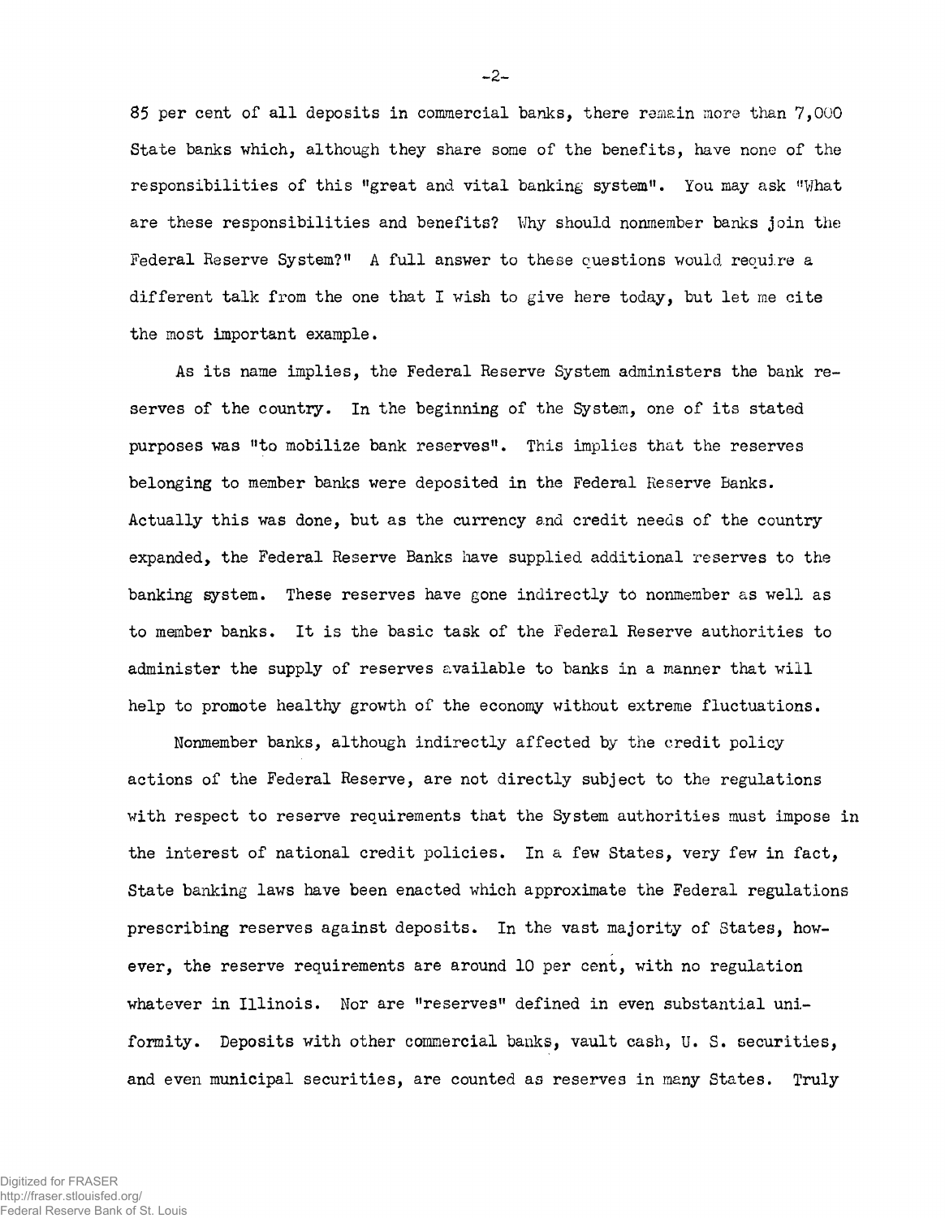85 per cent of all deposits in commercial banks, there remain more than 7,000 State banks which, although they share some of the benefits, have none of the responsibilities of this "great and vital banking system". You may ask "What are these responsibilities and benefits? Why should nonmember banks join the Federal Reserve System?" A full answer to these questions would require a different talk from the one that I wish to give here today, but let me cite the most important example.

As its name implies, the Federal Reserve System administers the bank reserves of the country. In the beginning of the System, one of its stated purposes was "to mobilize bank reserves". This implies that the reserves belonging to member banks were deposited in the Federal Reserve Banks. Actually this was done, but as the currency and credit needs of the country expanded, the Federal Reserve Banks have supplied additional reserves to the banking system. These reserves have gone indirectly to nonmember as well as to member banks. It is the basic task of the Federal Reserve authorities to administer the supply of reserves available to banks in a manner that will help to promote healthy growth of the economy without extreme fluctuations.

Nonmember banks, although indirectly affected by the credit policy actions of the Federal Reserve, are not directly subject to the regulations with respect to reserve requirements that the System authorities must impose in the interest of national credit policies. In a few States, very few in fact, State banking laws have been enacted which approximate the Federal regulations prescribing reserves against deposits. In the vast majority of States, however, the reserve requirements are around 10 per cent, with no regulation whatever in Illinois. Nor are "reserves" defined in even substantial uniformity. Deposits with other commercial banks, vault cash, U. S. securities, and even municipal securities, are counted as reserves in many States. Truly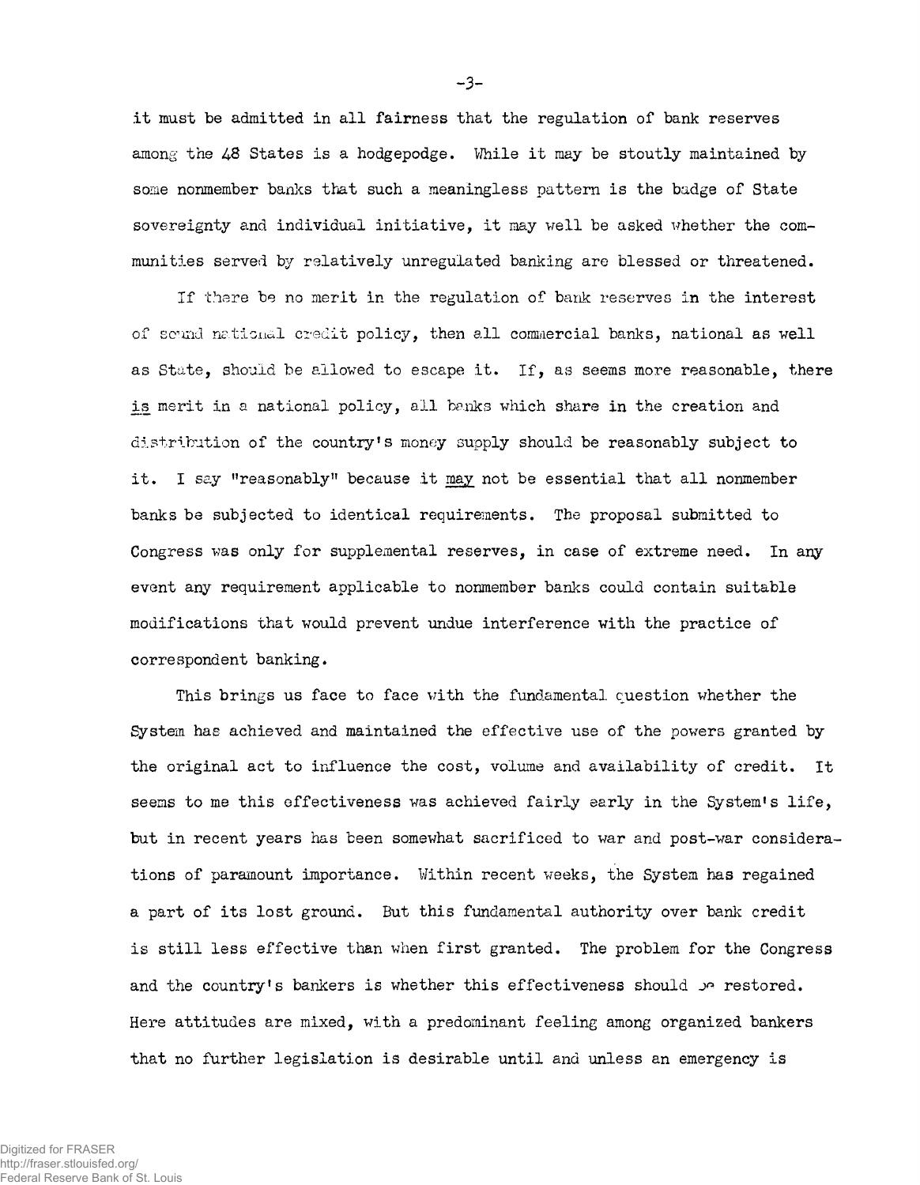it must be admitted in all fairness that the regulation of bank reserves among the 48 States is a hodgepodge. While it may be stoutly maintained by some nonmember banks that such a meaningless pattern is the badge of State sovereignty and individual initiative, it may well be asked whether the communities served by relatively unregulated banking are blessed or threatened.

If there be no merit in the regulation of bank reserves in the interest of sound national credit policy, then all commercial banks, national as well as State, should be allowed to escape it. If, as seems more reasonable, there <u>is</u> merit in a national policy, all banks which share in the creation and distribution of the country's money supply should be reasonably subject to it. I say "reasonably" because it <u>may</u> not be essential that all nonmember banks be subjected to identical requirements. The proposal submitted to Congress was only for supplemental reserves, in case of extreme need. In any event any requirement applicable to nonmember banks could contain suitable modifications that would prevent undue interference with the practice of correspondent banking.

This brings us face to face with the fundamental question whether the System has achieved and maintained the effective use of the powers granted by the original act to influence the cost, volume and availability of credit. It seems to me this effectiveness was achieved fairly early in the System's life, but in recent years has been somewhat sacrificed to war and post-war considerations of paramount importance. Within recent weeks, the System has regained a part of its lost ground. But this fundamental authority over bank credit is still less effective than when first granted. The problem for the Congress and the country's bankers is whether this effectiveness should be restored. Here attitudes are mixed, with a predominant feeling among organized bankers that no further legislation is desirable until and unless an emergency is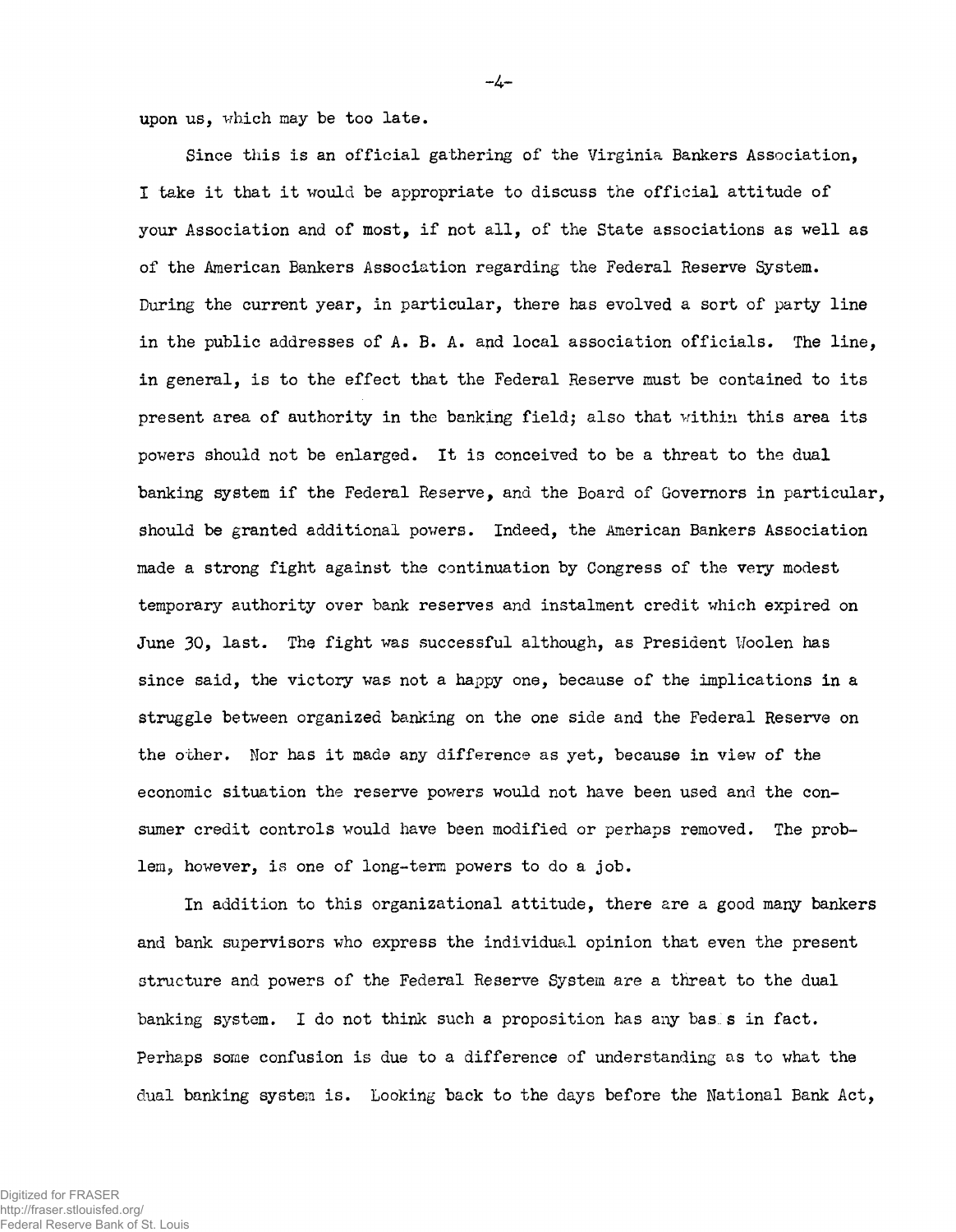upon us, which may be too late.

Since this is an official gathering of the Virginia Bankers Association, I take it that it would be appropriate to discuss the official attitude of your Association and of most, if not all, of the State associations as well as of the American Bankers Association regarding the Federal Reserve System. During the current year, in particular, there has evolved a sort of party line in the public addresses of A. B. A. and local association officials. The line, in general, is to the effect that the Federal Reserve must be contained to its present area of authority in the banking field; also that within this area its powers should not be enlarged. It is conceived to be a threat to the dual banking system if the Federal Reserve, and the Board of Governors in particular, should be granted additional powers. Indeed, the American Bankers Association made a strong fight against the continuation by Congress of the very modest temporary authority over bank reserves and instalment credit which expired on June 30, last. The fight was successful although, as President Woolen has since said, the victory was not a happy one, because of the implications in a struggle between organized banking on the one side and the Federal Reserve on the other. Nor has it made any difference as yet, because in view of the economic situation the reserve powers would not have been used and the consumer credit controls would have been modified or perhaps removed. The problem, however, is one of long-term powers to do a job.

In addition to this organizational attitude, there are a good many bankers and bank supervisors who express the individual opinion that even the present structure and powers of the Federal Reserve System are a threat to the dual banking system. I do not think such a proposition has any basis in fact. Perhaps some confusion is due to a difference of understanding as to what the dual banking system is. Looking back to the days before the National Bank Act,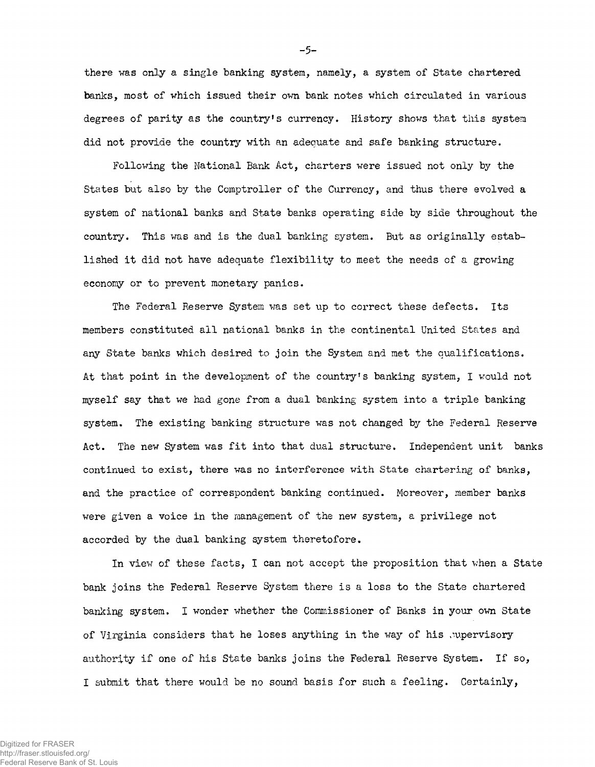there was only a single banking system, namely, a system of State chartered banks, most of which issued their own bank notes which circulated in various degrees of parity as the country's currency. History shows that this system did not provide the country with an adequate and safe banking structure.

Following the National Bank Act, charters were issued not only by the States but also by the Comptroller of the Currency, and thus there evolved a system of national banks and State banks operating side by side throughout the country. This was and is the dual banking system. But as originally established it did not have adequate flexibility to meet the needs of a growing economy or to prevent monetary panics.

The Federal Reserve System was set up to correct these defects. Its members constituted all national banks in the continental United States and any State banks which desired to join the System and met the qualifications. At that point in the development of the country's banking system, I would not myself say that we had gone from a dual banking system into a triple banking system. The existing banking structure was not changed by the Federal Reserve Act. The new System was fit into that dual structure. Independent unit banks continued to exist, there was no interference with State chartering of banks, and the practice of correspondent banking continued. Moreover, member banks were given a voice in the management of the new system, a privilege not accorded by the dual banking system theretofore.

In view of these facts, I can not accept the proposition that when a State bank joins the Federal Reserve System there is a loss to the State chartered banking system. I wonder whether the Commissioner of Banks in your own State of Virginia considers that he loses anything in the way of his supervisory authority if one of his State banks joins the Federal Reserve System. If so, I submit that there would be no sound basis for such a feeling. Certainly,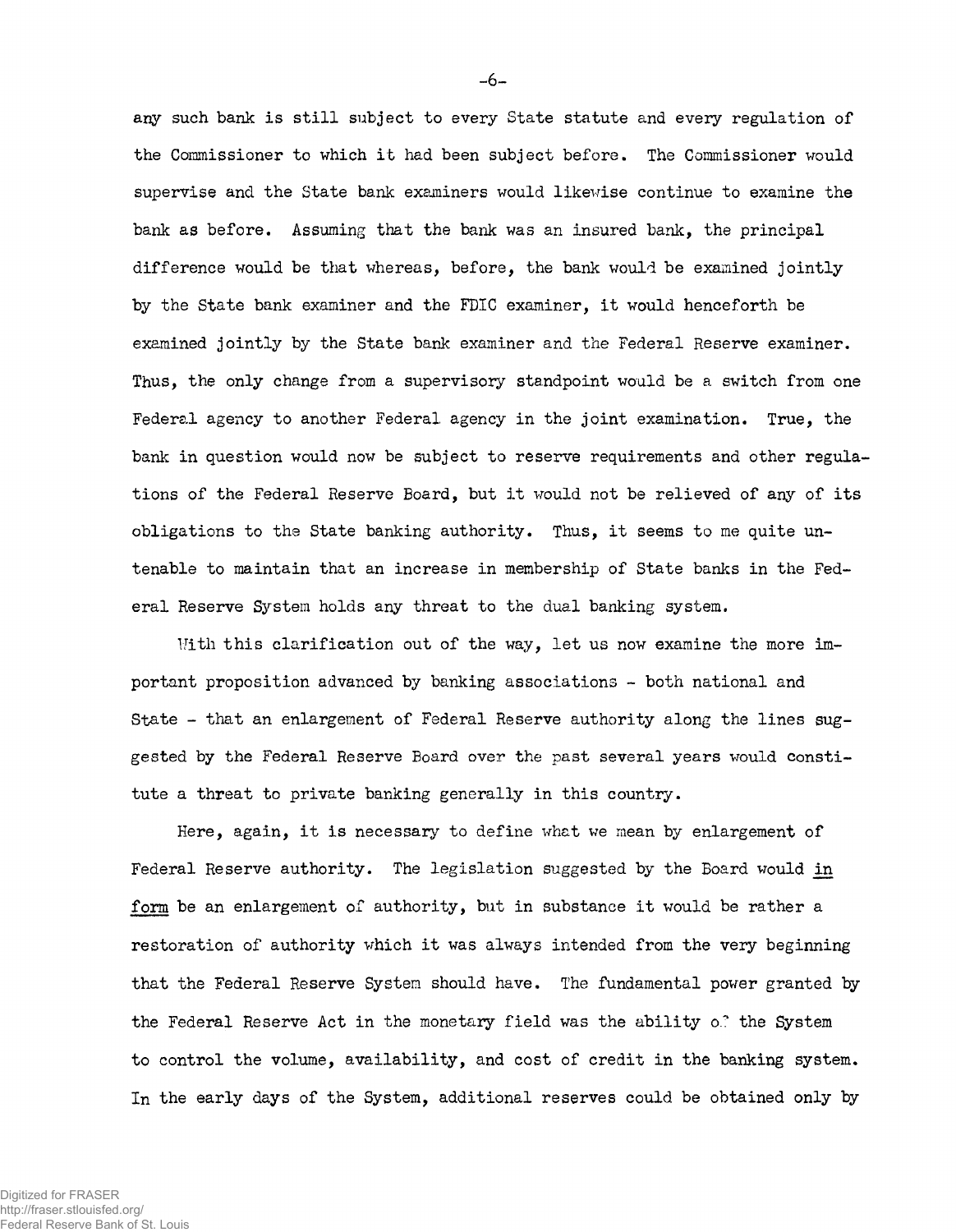any such bank is still subject to every State statute and every regulation of the Commissioner to which it had been subject before. The Commissioner would supervise and the State bank examiners would likewise continue to examine the bank as before. Assuming that the bank was an insured bank, the principal difference would be that whereas, before, the bank would be examined jointly by the State bank examiner and the FDIC examiner, it would henceforth be examined jointly by the State bank examiner and the Federal Reserve examiner. Thus, the only change from a supervisory standpoint would be a switch from one Federal agency to another Federal agency in the joint examination. True, the bank in question would now be subject to reserve requirements and other regulations of the Federal Reserve Board, but it would not be relieved of any of its obligations to the State banking authority. Thus, it seems to me quite untenable to maintain that an increase in membership of State banks in the Federal Reserve System holds any threat to the dual banking system.

With this clarification out of the way, let us now examine the more important proposition advanced by banking associations - both national and State - that an enlargement of Federal Reserve authority along the lines suggested by the Federal Reserve Board over the past several years would constitute a threat to private banking generally in this country.

Here, again, it is necessary to define what we mean by enlargement of Federal Reserve authority. The legislation suggested by the Board would <u>in form</u> be an enlargement of authority, but in substance it would be rather a restoration of authority which it was always intended from the very beginning that the Federal Reserve System should have. The fundamental power granted by the Federal Reserve Act in the monetary field was the ability of the System to control the volume, availability, and cost of credit in the banking system. In the early days of the System, additional reserves could be obtained only by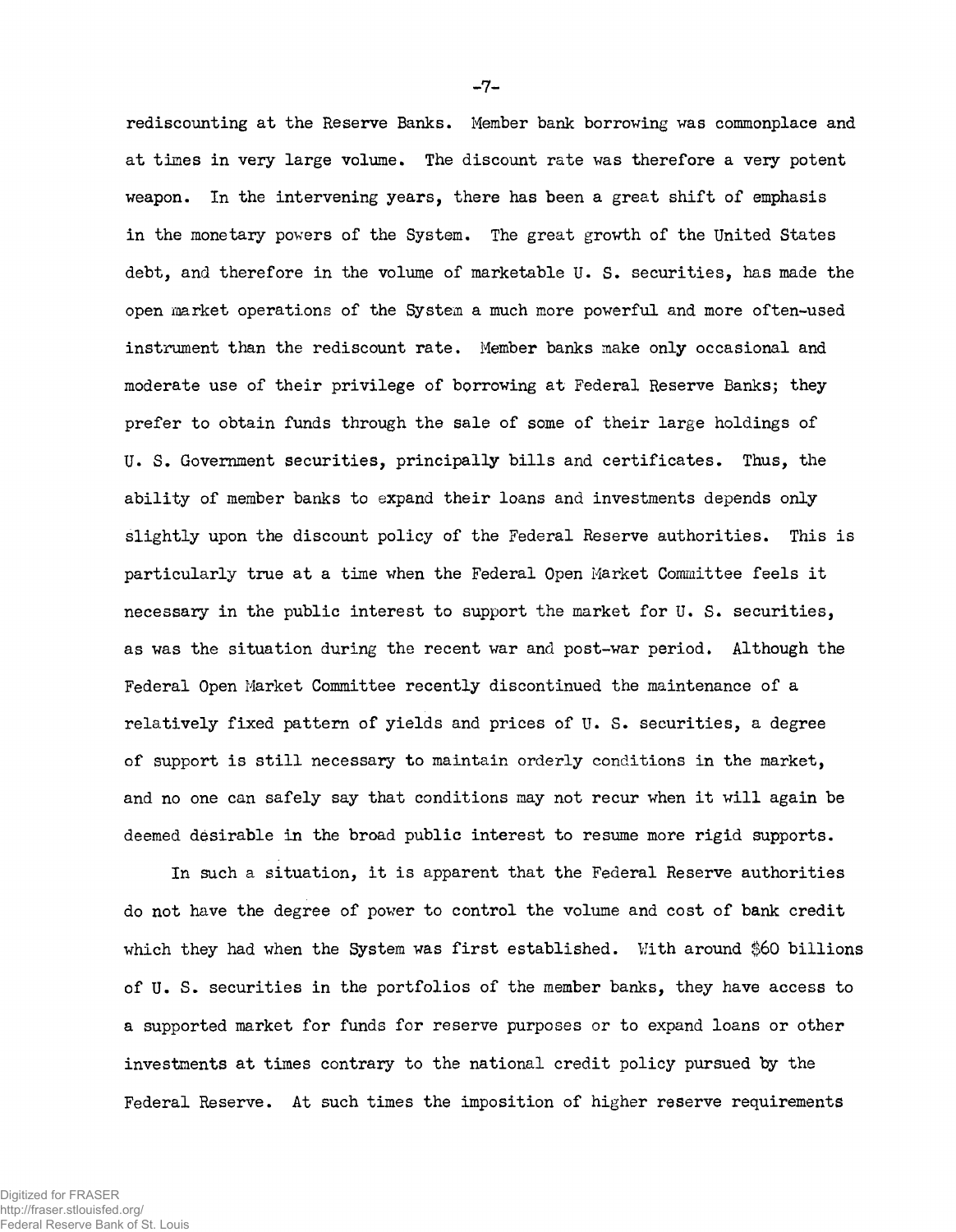rediscounting at the Reserve Banks. Member bank borrowing was commonplace and at times in very large volume. The discount rate was therefore a very potent weapon. In the intervening years, there has been a great shift of emphasis in the monetary powers of the System. The great growth of the United States debt, and therefore in the volume of marketable U. S. securities, has made the open market operations of the System a much more powerful and more often-used instrument than the rediscount rate. Member banks make only occasional and moderate use of their privilege of borrowing at Federal Reserve Banks; they prefer to obtain funds through the sale of some of their large holdings of U. S. Government securities, principally bills and certificates. Thus, the ability of member banks to expand their loans and investments depends only slightly upon the discount policy of the Federal Reserve authorities. This is particularly true at a time when the Federal Open Market Committee feels it necessary in the public interest to support the market for U. S. securities, as was the situation during the recent war and post-war period. Although the Federal Open Market Committee recently discontinued the maintenance of a relatively fixed pattern of yields and prices of U. S. securities, a degree of support is still necessary to maintain orderly conditions in the market, and no one can safely say that conditions may not recur when it will again be deemed desirable in the broad public interest to resume more rigid supports.

In such a situation, it is apparent that the Federal Reserve authorities do not have the degree of power to control the volume and cost of bank credit which they had when the System was first established. With around $60 billions of U. S. securities in the portfolios of the member banks, they have access to a supported market for funds for reserve purposes or to expand loans or other investments at times contrary to the national credit policy pursued by the Federal Reserve. At such times the imposition of higher reserve requirements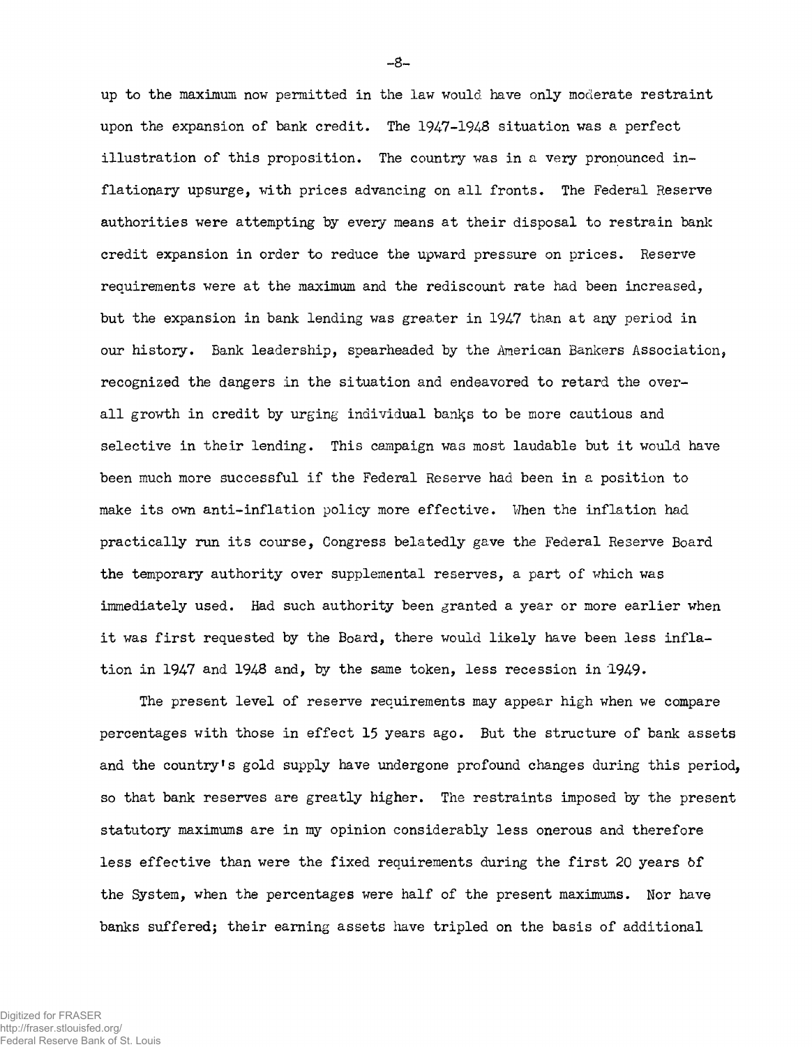up to the maximum now permitted in the law would have only moderate restraint upon the expansion of bank credit. The 1947-1948 situation was a perfect illustration of this proposition. The country was in a very pronounced inflationary upsurge, with prices advancing on all fronts. The Federal Reserve authorities were attempting by every means at their disposal to restrain bank credit expansion in order to reduce the upward pressure on prices. Reserve requirements were at the maximum and the rediscount rate had been increased, but the expansion in bank lending was greater in 1947 than at any period in our history. Bank leadership, spearheaded by the American Bankers Association, recognized the dangers in the situation and endeavored to retard the overall growth in credit by urging individual banks to be more cautious and selective in their lending. This campaign was most laudable but it would have been much more successful if the Federal Reserve had been in a position to make its own anti-inflation policy more effective. When the inflation had practically run its course, Congress belatedly gave the Federal Reserve Board the temporary authority over supplemental reserves, a part of which was immediately used. Had such authority been granted a year or more earlier when it was first requested by the Board, there would likely have been less inflation in 1947 and 1948 and, by the same token, less recession in 1949.

The present level of reserve requirements may appear high when we compare percentages with those in effect 15 years ago. But the structure of bank assets and the country's gold supply have undergone profound changes during this period, so that bank reserves are greatly higher. The restraints imposed by the present statutory maximums are in my opinion considerably less onerous and therefore less effective than were the fixed requirements during the first 20 years of the System, when the percentages were half of the present maximums. Nor have banks suffered; their earning assets have tripled on the basis of additional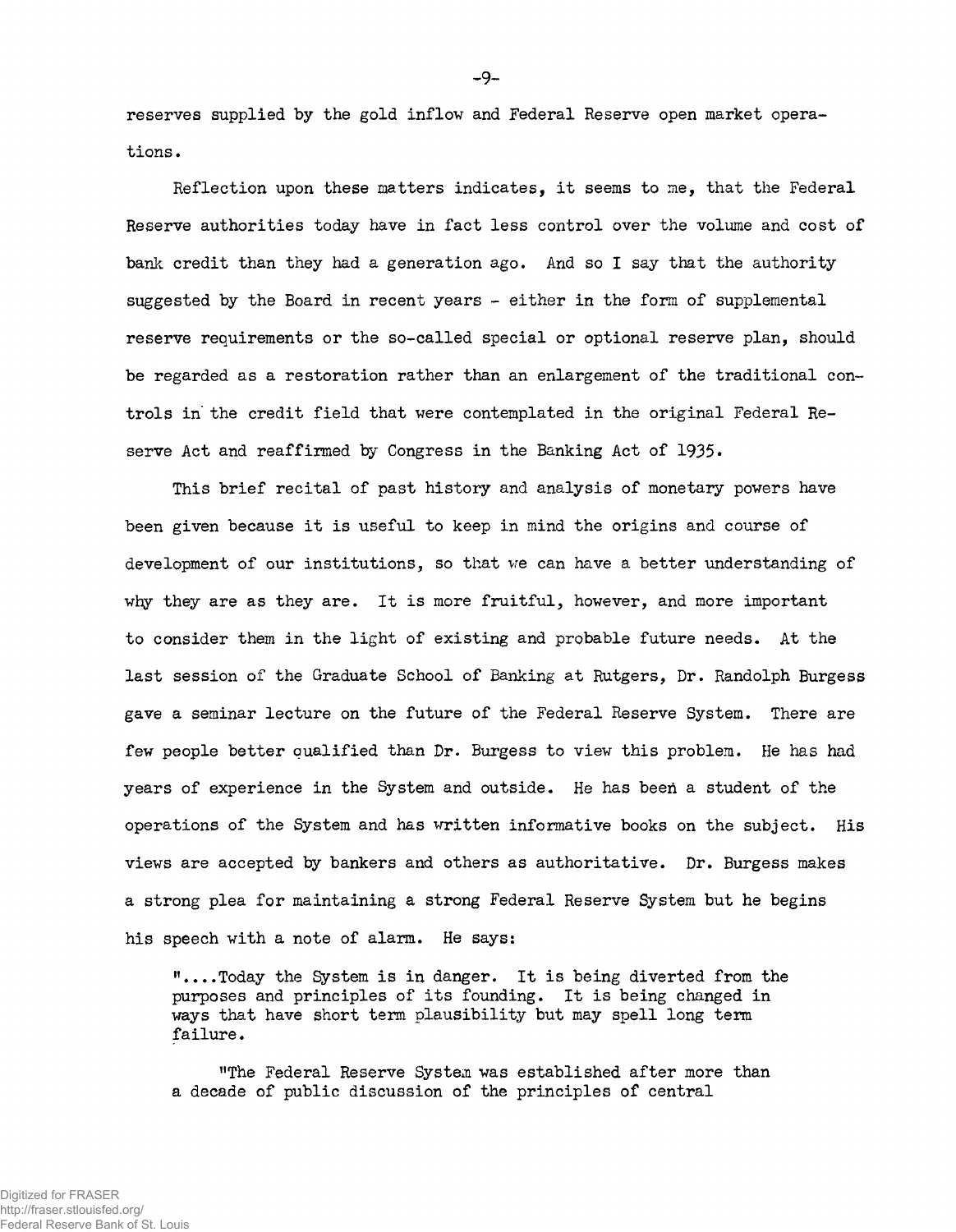reserves supplied by the gold inflow and Federal Reserve open market operations.

Reflection upon these matters indicates, it seems to me, that the Federal Reserve authorities today have in fact less control over the volume and cost of bank credit than they had a generation ago. And so I say that the authority suggested by the Board in recent years - either in the form of supplemental reserve requirements or the so-called special or optional reserve plan, should be regarded as a restoration rather than an enlargement of the traditional controls in the credit field that were contemplated in the original Federal Reserve Act and reaffirmed by Congress in the Banking Act of 1935.

This brief recital of past history and analysis of monetary powers have been given because it is useful to keep in mind the origins and course of development of our institutions, so that we can have a better understanding of why they are as they are. It is more fruitful, however, and more important to consider them in the light of existing and probable future needs. At the last session of the Graduate School of Banking at Rutgers, Dr. Randolph Burgess gave a seminar lecture on the future of the Federal Reserve System. There are few people better qualified than Dr. Burgess to view this problem. He has had years of experience in the System and outside. He has been a student of the operations of the System and has written informative books on the subject. His views are accepted by bankers and others as authoritative. Dr. Burgess makes a strong plea for maintaining a strong Federal Reserve System but he begins his speech with a note of alarm. He says:

> "....Today the System is in danger. It is being diverted from the purposes and principles of its founding. It is being changed in ways that have short term plausibility but may spell long term failure.
>
> "The Federal Reserve System was established after more than a decade of public discussion of the principles of central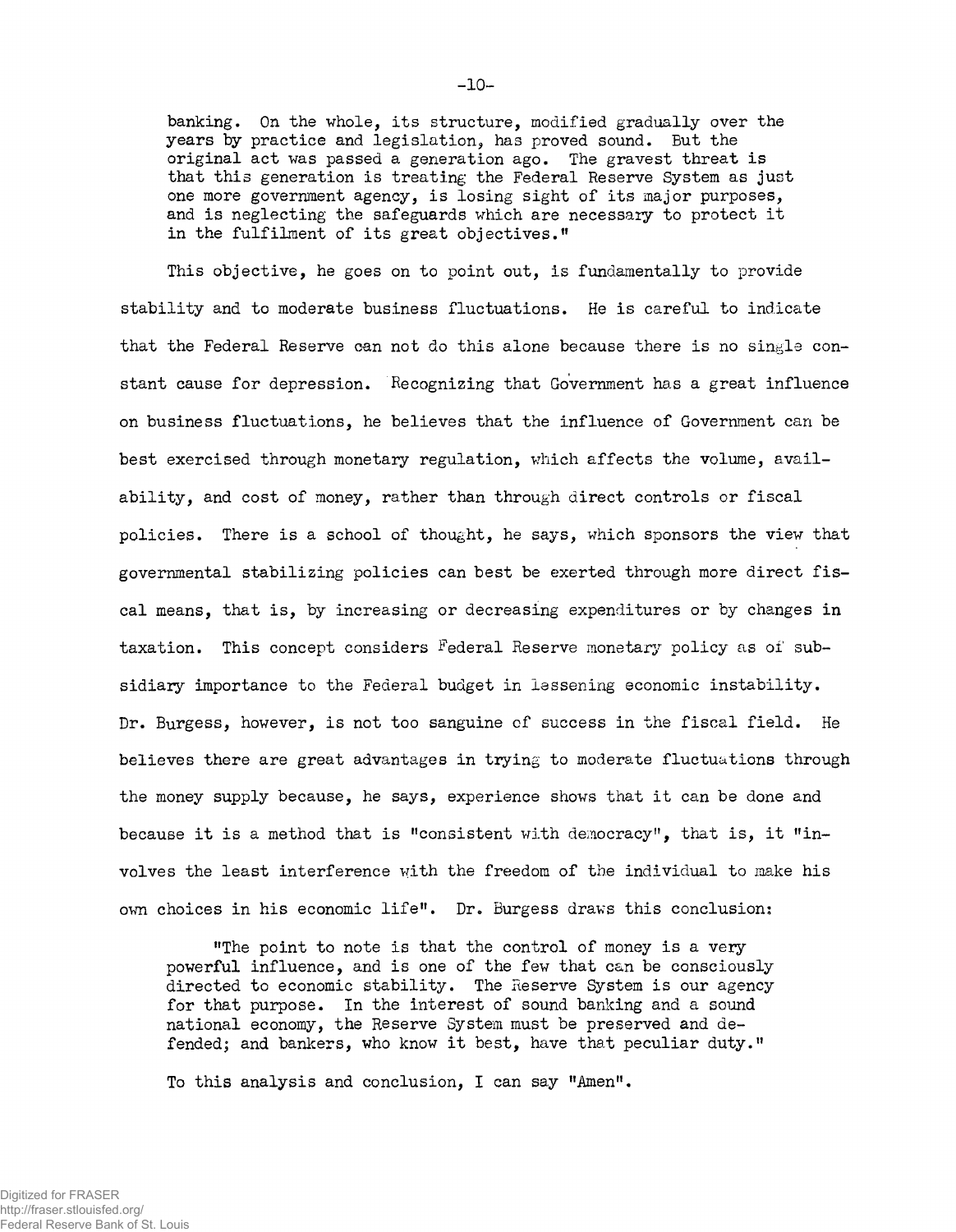banking. On the whole, its structure, modified gradually over the years by practice and legislation, has proved sound. But the original act was passed a generation ago. The gravest threat is that this generation is treating the Federal Reserve System as just one more government agency, is losing sight of its major purposes, and is neglecting the safeguards which are necessary to protect it in the fulfilment of its great objectives."

This objective, he goes on to point out, is fundamentally to provide stability and to moderate business fluctuations. He is careful to indicate that the Federal Reserve can not do this alone because there is no single constant cause for depression. Recognizing that Government has a great influence on business fluctuations, he believes that the influence of Government can be best exercised through monetary regulation, which affects the volume, availability, and cost of money, rather than through direct controls or fiscal policies. There is a school of thought, he says, which sponsors the view that governmental stabilizing policies can best be exerted through more direct fiscal means, that is, by increasing or decreasing expenditures or by changes in taxation. This concept considers Federal Reserve monetary policy as of subsidiary importance to the Federal budget in lessening economic instability. Dr. Burgess, however, is not too sanguine of success in the fiscal field. He believes there are great advantages in trying to moderate fluctuations through the money supply because, he says, experience shows that it can be done and because it is a method that is "consistent with democracy", that is, it "involves the least interference with the freedom of the individual to make his own choices in his economic life". Dr. Burgess draws this conclusion:

> "The point to note is that the control of money is a very powerful influence, and is one of the few that can be consciously directed to economic stability. The Reserve System is our agency for that purpose. In the interest of sound banking and a sound national economy, the Reserve System must be preserved and defended; and bankers, who know it best, have that peculiar duty."

To this analysis and conclusion, I can say "Amen".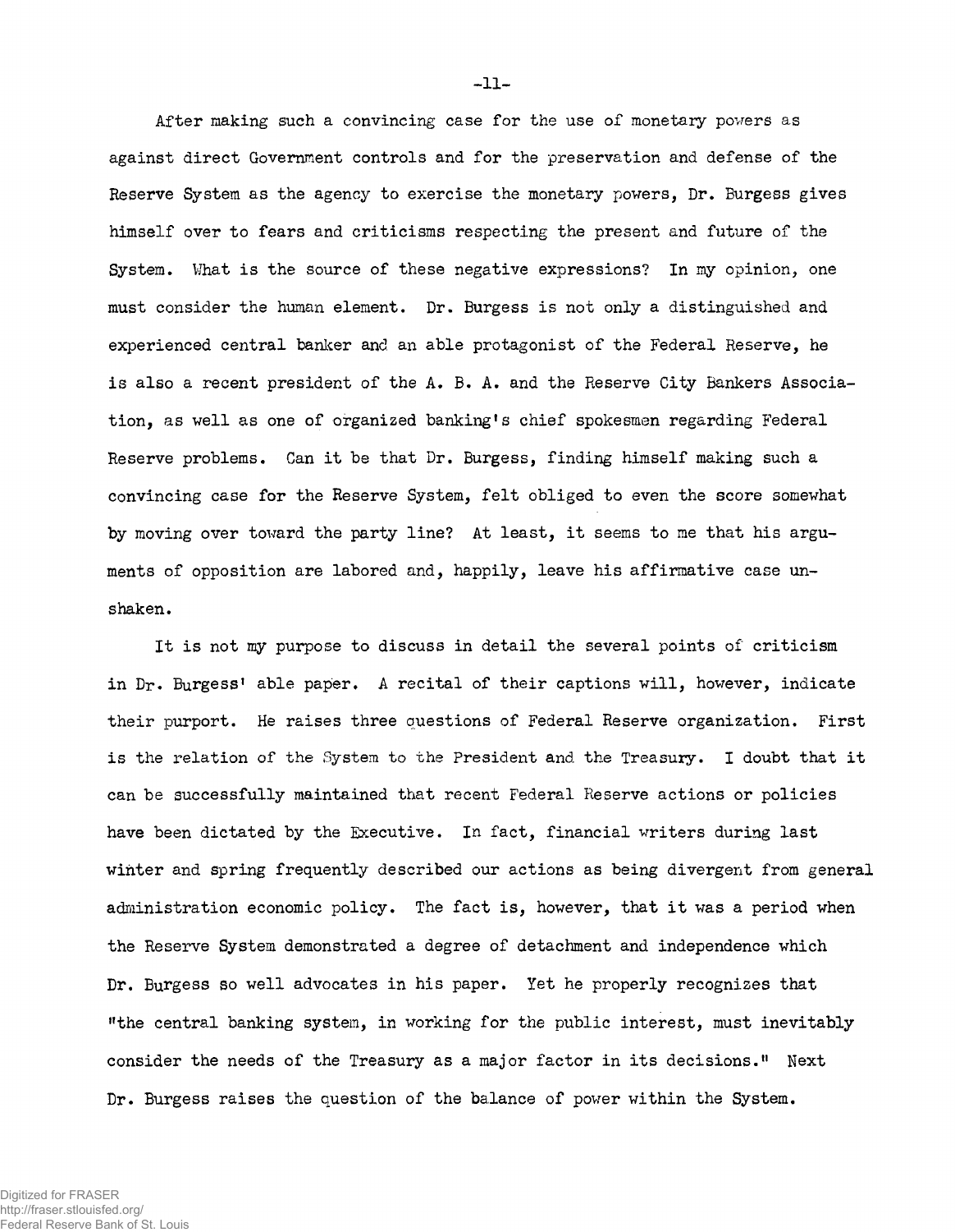After making such a convincing case for the use of monetary powers as against direct Government controls and for the preservation and defense of the Reserve System as the agency to exercise the monetary powers, Dr. Burgess gives himself over to fears and criticisms respecting the present and future of the System. What is the source of these negative expressions? In my opinion, one must consider the human element. Dr. Burgess is not only a distinguished and experienced central banker and an able protagonist of the Federal Reserve, he is also a recent president of the A. B. A. and the Reserve City Bankers Association, as well as one of organized banking's chief spokesmen regarding Federal Reserve problems. Can it be that Dr. Burgess, finding himself making such a convincing case for the Reserve System, felt obliged to even the score somewhat by moving over toward the party line? At least, it seems to me that his arguments of opposition are labored and, happily, leave his affirmative case unshaken.

It is not my purpose to discuss in detail the several points of criticism in Dr. Burgess' able paper. A recital of their captions will, however, indicate their purport. He raises three questions of Federal Reserve organization. First is the relation of the System to the President and the Treasury. I doubt that it can be successfully maintained that recent Federal Reserve actions or policies have been dictated by the Executive. In fact, financial writers during last winter and spring frequently described our actions as being divergent from general administration economic policy. The fact is, however, that it was a period when the Reserve System demonstrated a degree of detachment and independence which Dr. Burgess so well advocates in his paper. Yet he properly recognizes that "the central banking system, in working for the public interest, must inevitably consider the needs of the Treasury as a major factor in its decisions." Next Dr. Burgess raises the question of the balance of power within the System.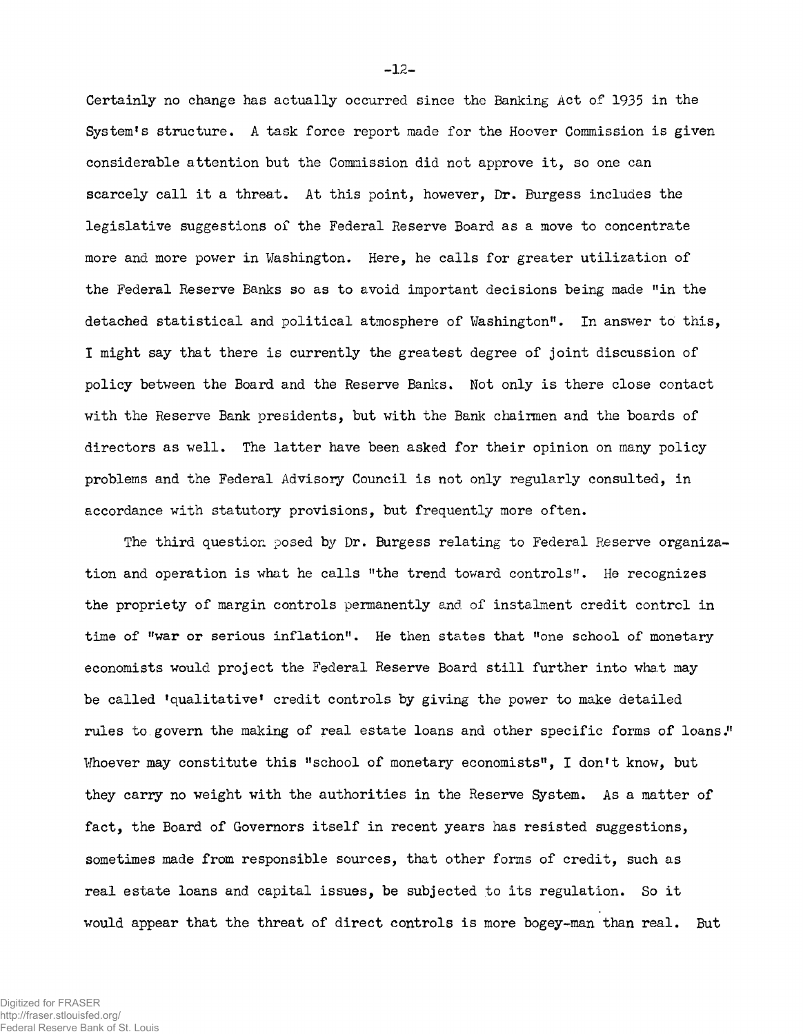Certainly no change has actually occurred since the Banking Act of 1935 in the System's structure. A task force report made for the Hoover Commission is given considerable attention but the Commission did not approve it, so one can scarcely call it a threat. At this point, however, Dr. Burgess includes the legislative suggestions of the Federal Reserve Board as a move to concentrate more and more power in Washington. Here, he calls for greater utilization of the Federal Reserve Banks so as to avoid important decisions being made "in the detached statistical and political atmosphere of Washington". In answer to this, I might say that there is currently the greatest degree of joint discussion of policy between the Board and the Reserve Banks. Not only is there close contact with the Reserve Bank presidents, but with the Bank chairmen and the boards of directors as well. The latter have been asked for their opinion on many policy problems and the Federal Advisory Council is not only regularly consulted, in accordance with statutory provisions, but frequently more often.

The third question posed by Dr. Burgess relating to Federal Reserve organization and operation is what he calls "the trend toward controls". He recognizes the propriety of margin controls permanently and of instalment credit control in time of "war or serious inflation". He then states that "one school of monetary economists would project the Federal Reserve Board still further into what may be called 'qualitative' credit controls by giving the power to make detailed rules to govern the making of real estate loans and other specific forms of loans." Whoever may constitute this "school of monetary economists", I don't know, but they carry no weight with the authorities in the Reserve System. As a matter of fact, the Board of Governors itself in recent years has resisted suggestions, sometimes made from responsible sources, that other forms of credit, such as real estate loans and capital issues, be subjected to its regulation. So it would appear that the threat of direct controls is more bogey-man than real. But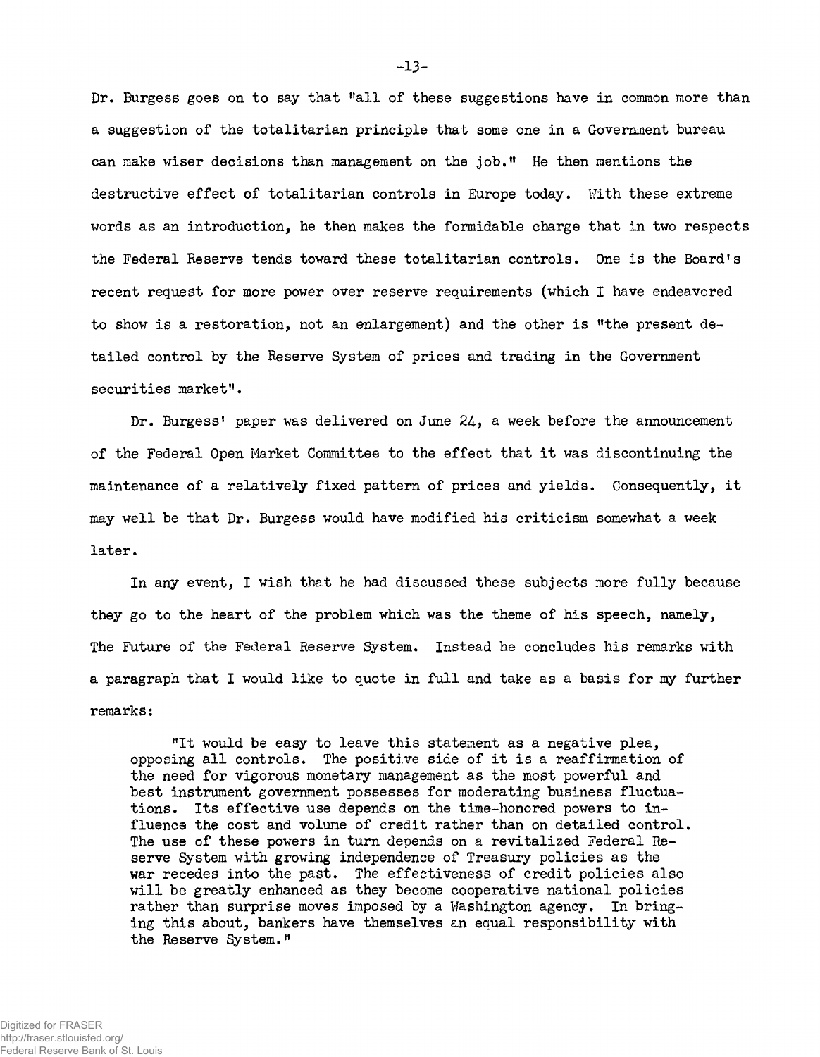Dr. Burgess goes on to say that "all of these suggestions have in common more than a suggestion of the totalitarian principle that some one in a Government bureau can make wiser decisions than management on the job." He then mentions the destructive effect of totalitarian controls in Europe today. With these extreme words as an introduction, he then makes the formidable charge that in two respects the Federal Reserve tends toward these totalitarian controls. One is the Board's recent request for more power over reserve requirements (which I have endeavored to show is a restoration, not an enlargement) and the other is "the present detailed control by the Reserve System of prices and trading in the Government securities market".

Dr. Burgess' paper was delivered on June 24, a week before the announcement of the Federal Open Market Committee to the effect that it was discontinuing the maintenance of a relatively fixed pattern of prices and yields. Consequently, it may well be that Dr. Burgess would have modified his criticism somewhat a week later.

In any event, I wish that he had discussed these subjects more fully because they go to the heart of the problem which was the theme of his speech, namely, The Future of the Federal Reserve System. Instead he concludes his remarks with a paragraph that I would like to quote in full and take as a basis for my further remarks:

> "It would be easy to leave this statement as a negative plea, opposing all controls. The positive side of it is a reaffirmation of the need for vigorous monetary management as the most powerful and best instrument government possesses for moderating business fluctuations. Its effective use depends on the time-honored powers to influence the cost and volume of credit rather than on detailed control. The use of these powers in turn depends on a revitalized Federal Reserve System with growing independence of Treasury policies as the war recedes into the past. The effectiveness of credit policies also will be greatly enhanced as they become cooperative national policies rather than surprise moves imposed by a Washington agency. In bringing this about, bankers have themselves an equal responsibility with the Reserve System."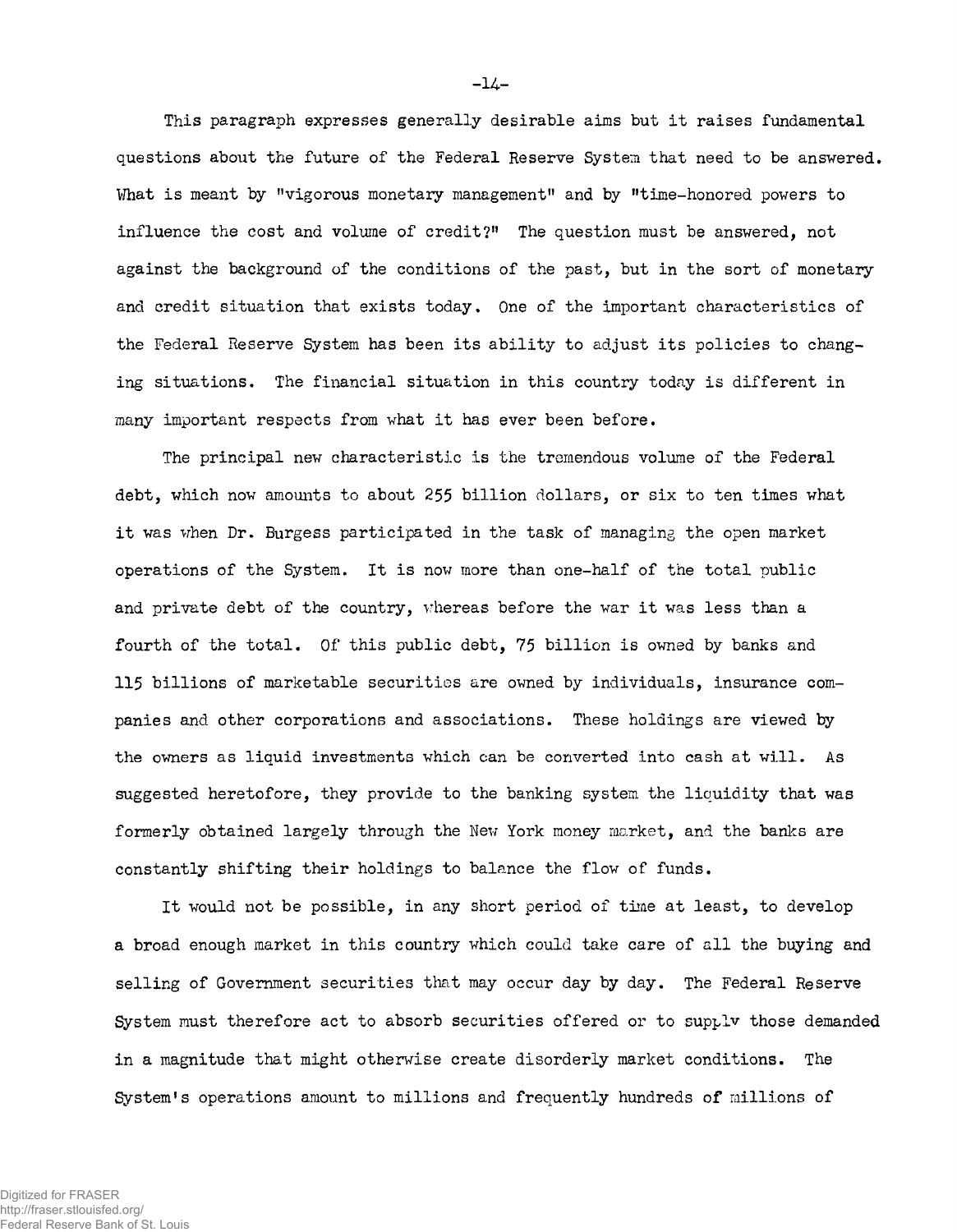This paragraph expresses generally desirable aims but it raises fundamental questions about the future of the Federal Reserve System that need to be answered. What is meant by "vigorous monetary management" and by "time-honored powers to influence the cost and volume of credit?" The question must be answered, not against the background of the conditions of the past, but in the sort of monetary and credit situation that exists today. One of the important characteristics of the Federal Reserve System has been its ability to adjust its policies to changing situations. The financial situation in this country today is different in many important respects from what it has ever been before.

The principal new characteristic is the tremendous volume of the Federal debt, which now amounts to about 255 billion dollars, or six to ten times what it was when Dr. Burgess participated in the task of managing the open market operations of the System. It is now more than one-half of the total public and private debt of the country, whereas before the war it was less than a fourth of the total. Of this public debt, 75 billion is owned by banks and 115 billions of marketable securities are owned by individuals, insurance companies and other corporations and associations. These holdings are viewed by the owners as liquid investments which can be converted into cash at will. As suggested heretofore, they provide to the banking system the liquidity that was formerly obtained largely through the New York money market, and the banks are constantly shifting their holdings to balance the flow of funds.

It would not be possible, in any short period of time at least, to develop a broad enough market in this country which could take care of all the buying and selling of Government securities that may occur day by day. The Federal Reserve System must therefore act to absorb securities offered or to supply those demanded in a magnitude that might otherwise create disorderly market conditions. The System's operations amount to millions and frequently hundreds of millions of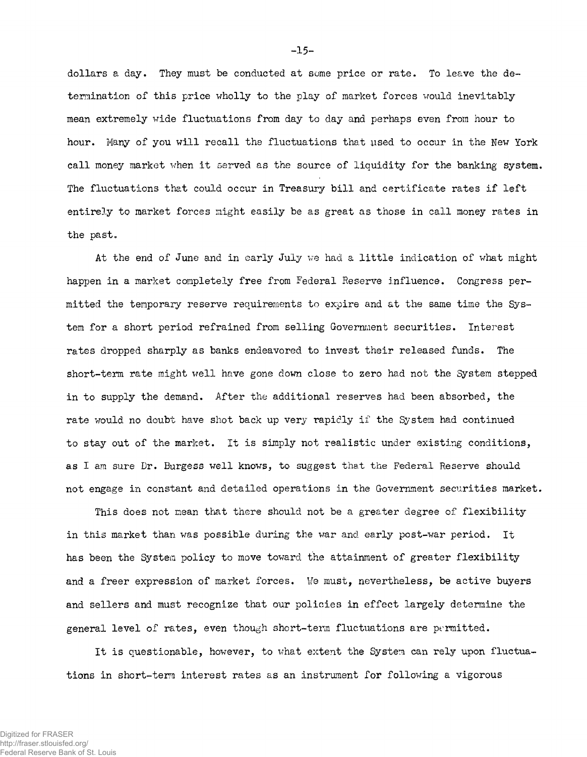dollars a day. They must be conducted at some price or rate. To leave the determination of this price wholly to the play of market forces would inevitably mean extremely wide fluctuations from day to day and perhaps even from hour to hour. Many of you will recall the fluctuations that used to occur in the New York call money market when it served as the source of liquidity for the banking system. The fluctuations that could occur in Treasury bill and certificate rates if left entirely to market forces might easily be as great as those in call money rates in the past.

At the end of June and in early July we had a little indication of what might happen in a market completely free from Federal Reserve influence. Congress permitted the temporary reserve requirements to expire and at the same time the System for a short period refrained from selling Government securities. Interest rates dropped sharply as banks endeavored to invest their released funds. The short-term rate might well have gone down close to zero had not the System stepped in to supply the demand. After the additional reserves had been absorbed, the rate would no doubt have shot back up very rapidly if the System had continued to stay out of the market. It is simply not realistic under existing conditions, as I am sure Dr. Burgess well knows, to suggest that the Federal Reserve should not engage in constant and detailed operations in the Government securities market.

This does not mean that there should not be a greater degree of flexibility in this market than was possible during the war and early post-war period. It has been the System policy to move toward the attainment of greater flexibility and a freer expression of market forces. We must, nevertheless, be active buyers and sellers and must recognize that our policies in effect largely determine the general level of rates, even though short-term fluctuations are permitted.

It is questionable, however, to what extent the System can rely upon fluctuations in short-term interest rates as an instrument for following a vigorous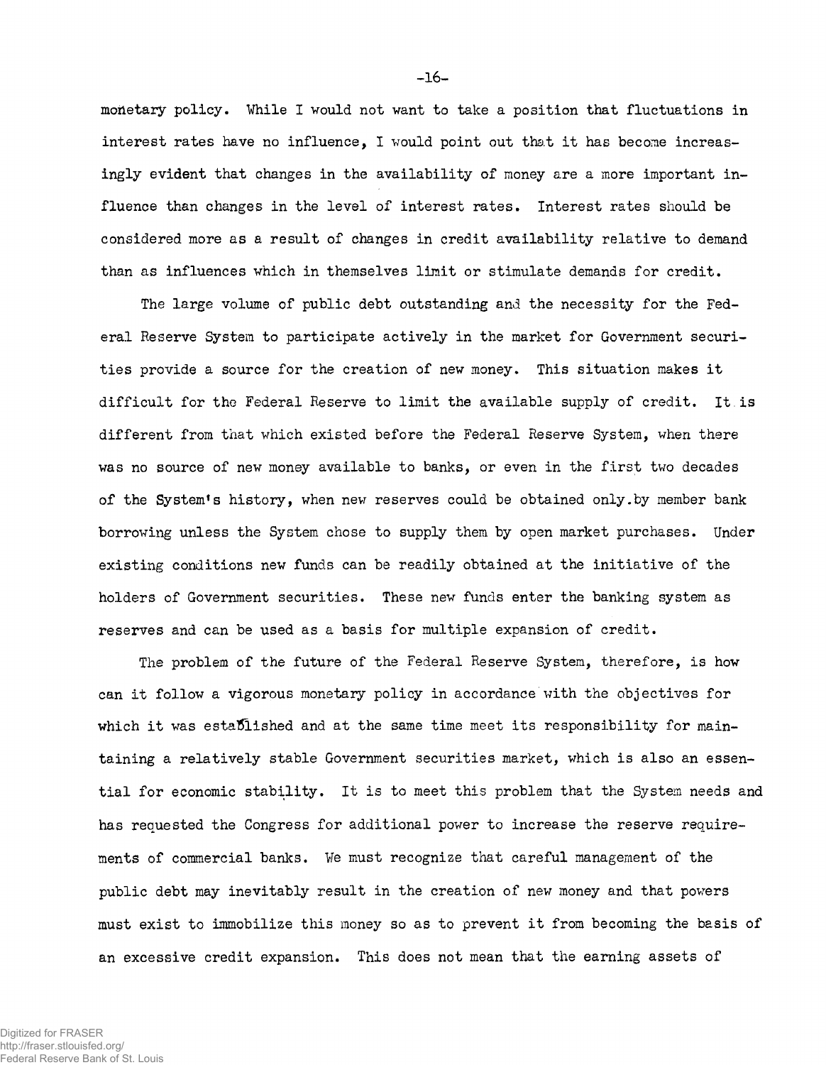monetary policy. While I would not want to take a position that fluctuations in interest rates have no influence, I would point out that it has become increasingly evident that changes in the availability of money are a more important influence than changes in the level of interest rates. Interest rates should be considered more as a result of changes in credit availability relative to demand than as influences which in themselves limit or stimulate demands for credit.

The large volume of public debt outstanding and the necessity for the Federal Reserve System to participate actively in the market for Government securities provide a source for the creation of new money. This situation makes it difficult for the Federal Reserve to limit the available supply of credit. It is different from that which existed before the Federal Reserve System, when there was no source of new money available to banks, or even in the first two decades of the System's history, when new reserves could be obtained only by member bank borrowing unless the System chose to supply them by open market purchases. Under existing conditions new funds can be readily obtained at the initiative of the holders of Government securities. These new funds enter the banking system as reserves and can be used as a basis for multiple expansion of credit.

The problem of the future of the Federal Reserve System, therefore, is how can it follow a vigorous monetary policy in accordance with the objectives for which it was established and at the same time meet its responsibility for maintaining a relatively stable Government securities market, which is also an essential for economic stability. It is to meet this problem that the System needs and has requested the Congress for additional power to increase the reserve requirements of commercial banks. We must recognize that careful management of the public debt may inevitably result in the creation of new money and that powers must exist to immobilize this money so as to prevent it from becoming the basis of an excessive credit expansion. This does not mean that the earning assets of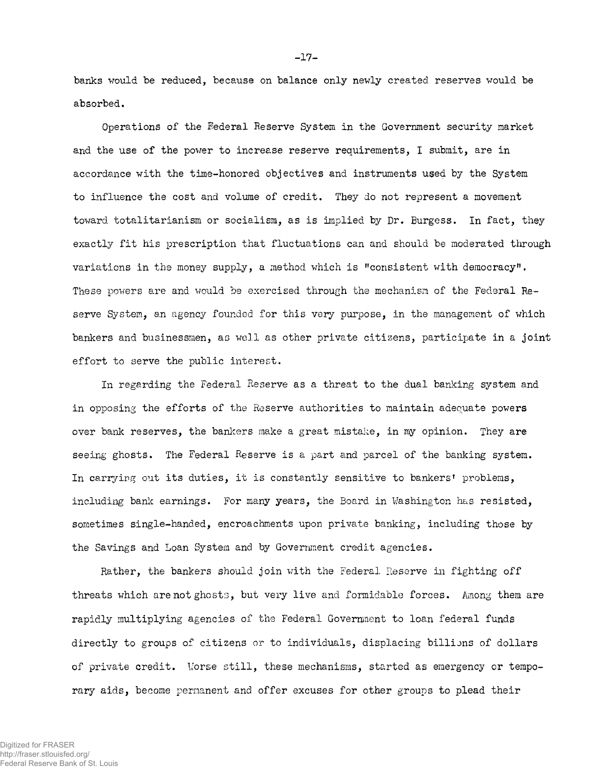banks would be reduced, because on balance only newly created reserves would be absorbed.

Operations of the Federal Reserve System in the Government security market and the use of the power to increase reserve requirements, I submit, are in accordance with the time-honored objectives and instruments used by the System to influence the cost and volume of credit. They do not represent a movement toward totalitarianism or socialism, as is implied by Dr. Burgess. In fact, they exactly fit his prescription that fluctuations can and should be moderated through variations in the money supply, a method which is "consistent with democracy". These powers are and would be exercised through the mechanism of the Federal Reserve System, an agency founded for this very purpose, in the management of which bankers and businessmen, as well as other private citizens, participate in a joint effort to serve the public interest.

In regarding the Federal Reserve as a threat to the dual banking system and in opposing the efforts of the Reserve authorities to maintain adequate powers over bank reserves, the bankers make a great mistake, in my opinion. They are seeing ghosts. The Federal Reserve is a part and parcel of the banking system. In carrying out its duties, it is constantly sensitive to bankers' problems, including bank earnings. For many years, the Board in Washington has resisted, sometimes single-handed, encroachments upon private banking, including those by the Savings and Loan System and by Government credit agencies.

Rather, the bankers should join with the Federal Reserve in fighting off threats which are not ghosts, but very live and formidable forces. Among them are rapidly multiplying agencies of the Federal Government to loan federal funds directly to groups of citizens or to individuals, displacing billions of dollars of private credit. Worse still, these mechanisms, started as emergency or temporary aids, become permanent and offer excuses for other groups to plead their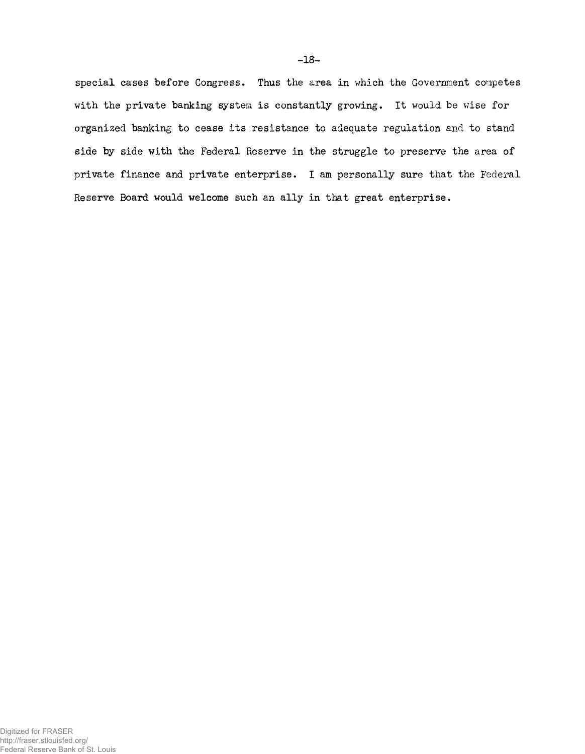special cases before Congress. Thus the area in which the Government competes with the private banking system is constantly growing. It would be wise for organized banking to cease its resistance to adequate regulation and to stand side by side with the Federal Reserve in the struggle to preserve the area of private finance and private enterprise. I am personally sure that the Federal Reserve Board would welcome such an ally in that great enterprise.